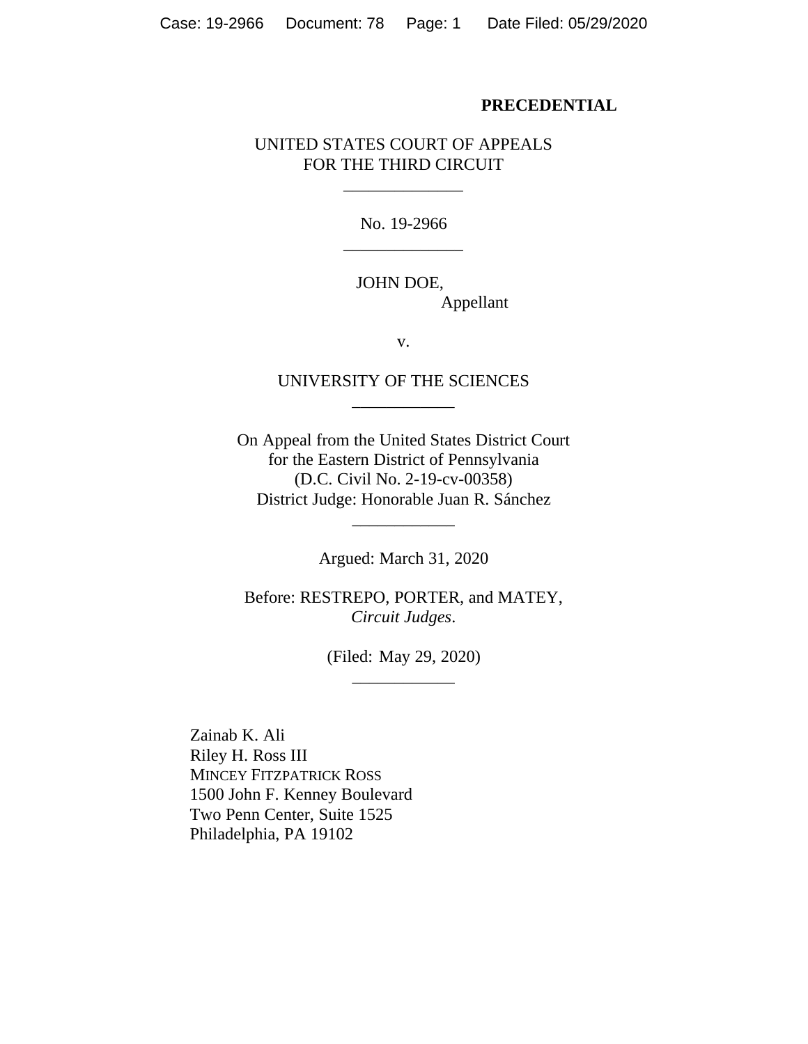**PRECEDENTIAL**

UNITED STATES COURT OF APPEALS
FOR THE THIRD CIRCUIT

\_\_\_\_\_\_\_\_\_\_\_\_\_\_

No. 19-2966

\_\_\_\_\_\_\_\_\_\_\_\_\_\_

JOHN DOE,
Appellant

v.

UNIVERSITY OF THE SCIENCES

\_\_\_\_\_\_\_\_\_\_\_\_

On Appeal from the United States District Court
for the Eastern District of Pennsylvania
(D.C. Civil No. 2-19-cv-00358)
District Judge: Honorable Juan R. Sánchez

\_\_\_\_\_\_\_\_\_\_\_\_

Argued: March 31, 2020

Before: RESTREPO, PORTER, and MATEY,
*Circuit Judges*.

(Filed: May 29, 2020)

\_\_\_\_\_\_\_\_\_\_\_\_

Zainab K. Ali
Riley H. Ross III
MINCEY FITZPATRICK ROSS
1500 John F. Kenney Boulevard
Two Penn Center, Suite 1525
Philadelphia, PA 19102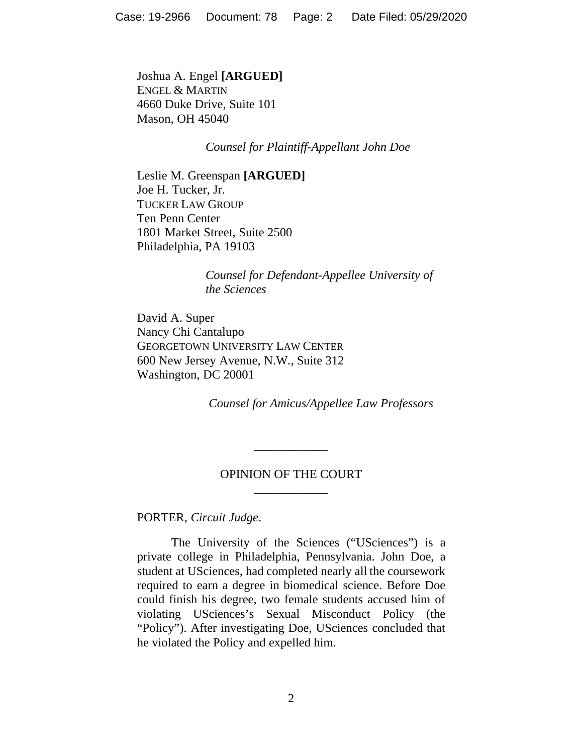Joshua A. Engel **[ARGUED]**
ENGEL & MARTIN
4660 Duke Drive, Suite 101
Mason, OH 45040

*Counsel for Plaintiff-Appellant John Doe*

Leslie M. Greenspan **[ARGUED]**
Joe H. Tucker, Jr.
TUCKER LAW GROUP
Ten Penn Center
1801 Market Street, Suite 2500
Philadelphia, PA 19103

*Counsel for Defendant-Appellee University of the Sciences*

David A. Super
Nancy Chi Cantalupo
GEORGETOWN UNIVERSITY LAW CENTER
600 New Jersey Avenue, N.W., Suite 312
Washington, DC 20001

*Counsel for Amicus/Appellee Law Professors*

---

OPINION OF THE COURT

---

PORTER, *Circuit Judge*.

The University of the Sciences ("USciences") is a private college in Philadelphia, Pennsylvania. John Doe, a student at USciences, had completed nearly all the coursework required to earn a degree in biomedical science. Before Doe could finish his degree, two female students accused him of violating USciences's Sexual Misconduct Policy (the "Policy"). After investigating Doe, USciences concluded that he violated the Policy and expelled him.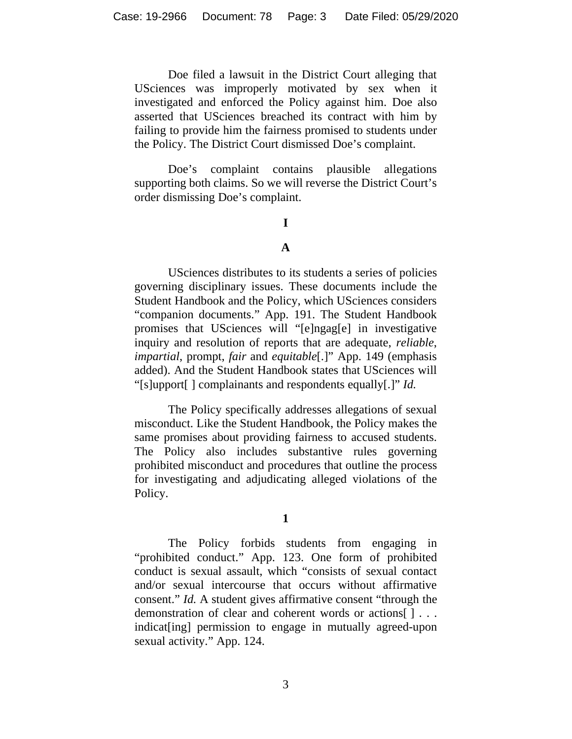Doe filed a lawsuit in the District Court alleging that USciences was improperly motivated by sex when it investigated and enforced the Policy against him. Doe also asserted that USciences breached its contract with him by failing to provide him the fairness promised to students under the Policy. The District Court dismissed Doe's complaint.

Doe's complaint contains plausible allegations supporting both claims. So we will reverse the District Court's order dismissing Doe's complaint.

# I

## A

USciences distributes to its students a series of policies governing disciplinary issues. These documents include the Student Handbook and the Policy, which USciences considers "companion documents." App. 191. The Student Handbook promises that USciences will "[e]ngag[e] in investigative inquiry and resolution of reports that are adequate, *reliable*, *impartial*, prompt, *fair* and *equitable*[.]" App. 149 (emphasis added). And the Student Handbook states that USciences will "[s]upport[ ] complainants and respondents equally[.]" *Id.*

The Policy specifically addresses allegations of sexual misconduct. Like the Student Handbook, the Policy makes the same promises about providing fairness to accused students. The Policy also includes substantive rules governing prohibited misconduct and procedures that outline the process for investigating and adjudicating alleged violations of the Policy.

### 1

The Policy forbids students from engaging in "prohibited conduct." App. 123. One form of prohibited conduct is sexual assault, which "consists of sexual contact and/or sexual intercourse that occurs without affirmative consent." *Id.* A student gives affirmative consent "through the demonstration of clear and coherent words or actions[ ] . . . indicat[ing] permission to engage in mutually agreed-upon sexual activity." App. 124.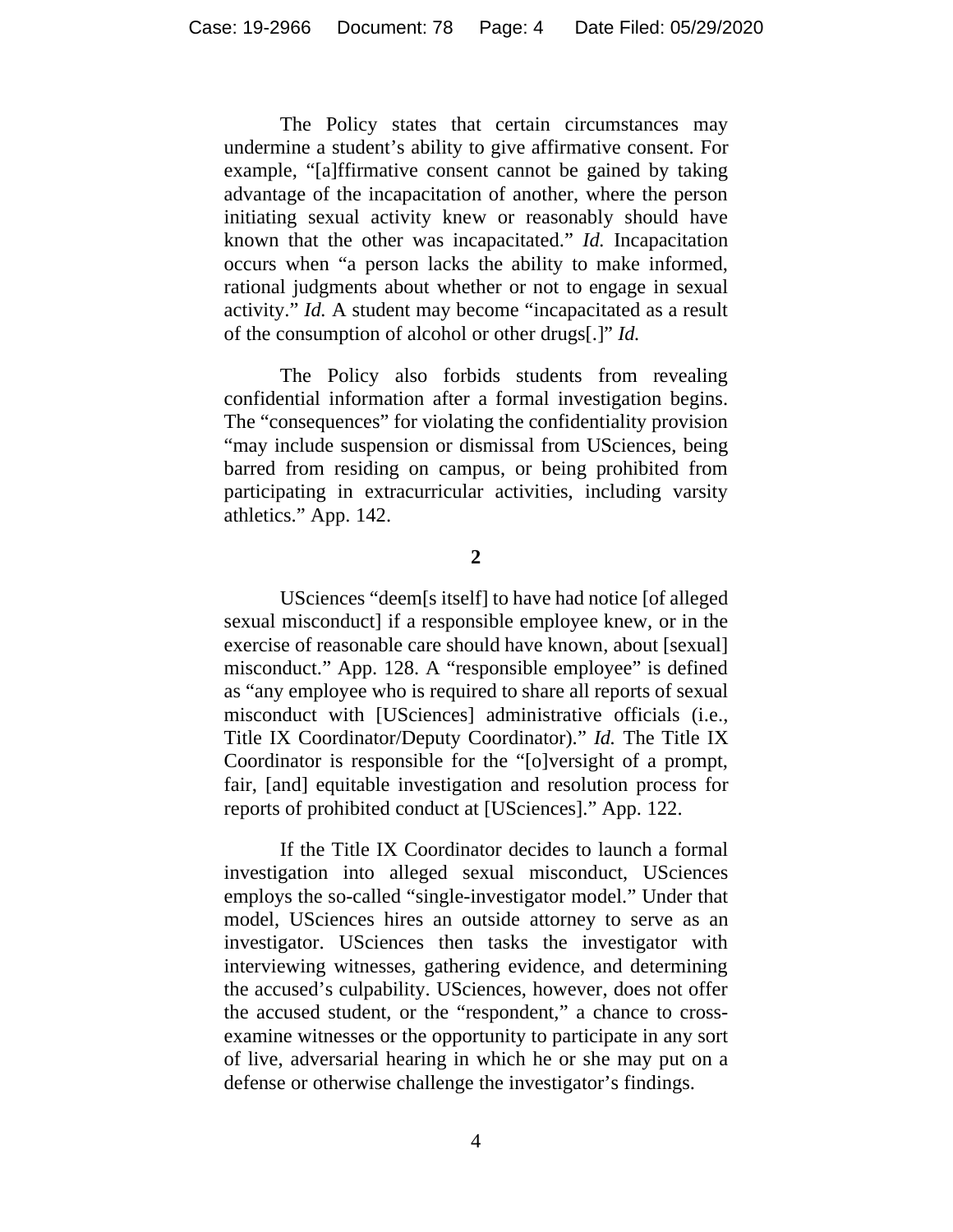The Policy states that certain circumstances may undermine a student's ability to give affirmative consent. For example, "[a]ffirmative consent cannot be gained by taking advantage of the incapacitation of another, where the person initiating sexual activity knew or reasonably should have known that the other was incapacitated." *Id.* Incapacitation occurs when "a person lacks the ability to make informed, rational judgments about whether or not to engage in sexual activity." *Id.* A student may become "incapacitated as a result of the consumption of alcohol or other drugs[.]" *Id.*

The Policy also forbids students from revealing confidential information after a formal investigation begins. The "consequences" for violating the confidentiality provision "may include suspension or dismissal from USciences, being barred from residing on campus, or being prohibited from participating in extracurricular activities, including varsity athletics." App. 142.

**2**

USciences "deem[s itself] to have had notice [of alleged sexual misconduct] if a responsible employee knew, or in the exercise of reasonable care should have known, about [sexual] misconduct." App. 128. A "responsible employee" is defined as "any employee who is required to share all reports of sexual misconduct with [USciences] administrative officials (i.e., Title IX Coordinator/Deputy Coordinator)." *Id.* The Title IX Coordinator is responsible for the "[o]versight of a prompt, fair, [and] equitable investigation and resolution process for reports of prohibited conduct at [USciences]." App. 122.

If the Title IX Coordinator decides to launch a formal investigation into alleged sexual misconduct, USciences employs the so-called "single-investigator model." Under that model, USciences hires an outside attorney to serve as an investigator. USciences then tasks the investigator with interviewing witnesses, gathering evidence, and determining the accused's culpability. USciences, however, does not offer the accused student, or the "respondent," a chance to cross-examine witnesses or the opportunity to participate in any sort of live, adversarial hearing in which he or she may put on a defense or otherwise challenge the investigator's findings.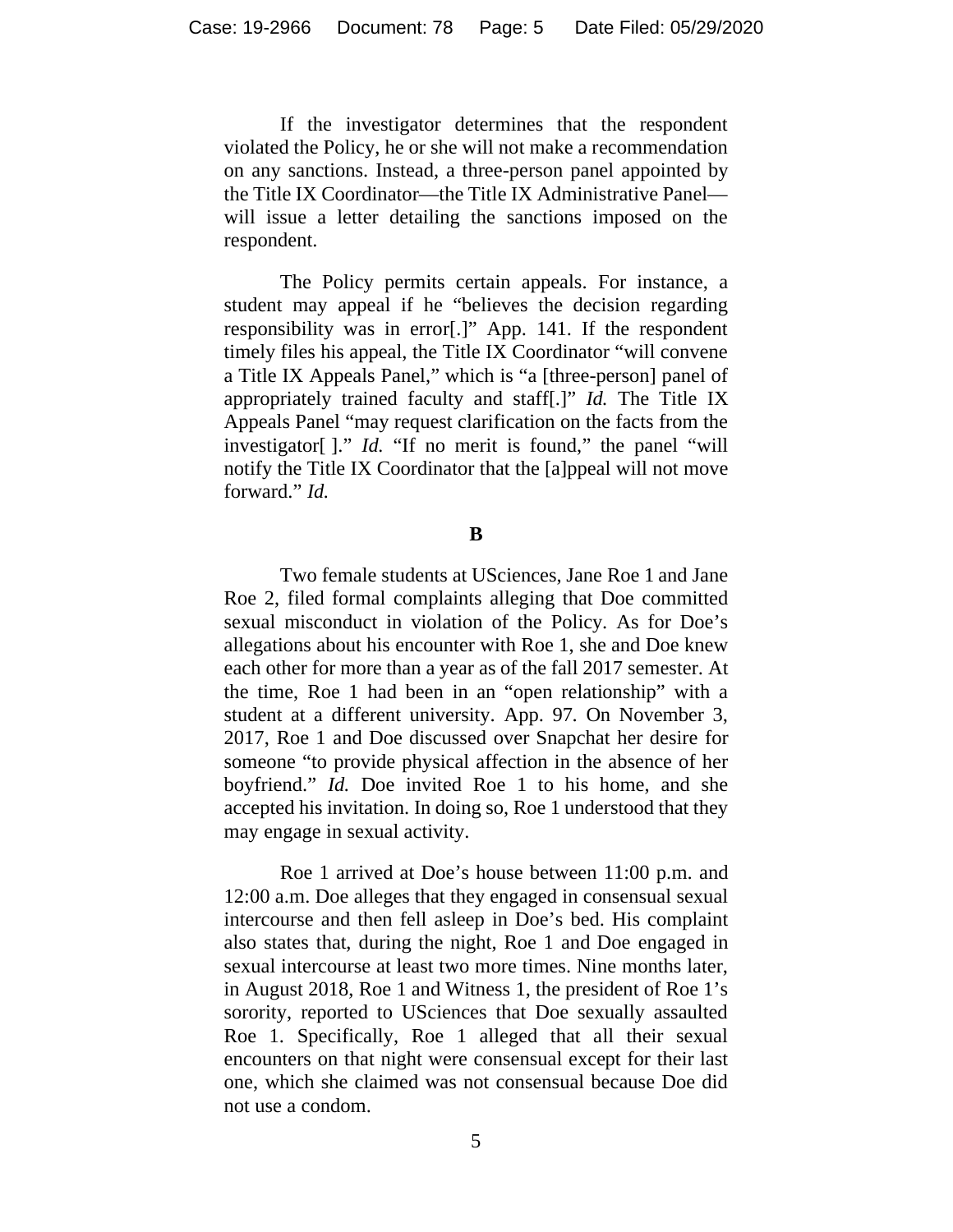If the investigator determines that the respondent violated the Policy, he or she will not make a recommendation on any sanctions. Instead, a three-person panel appointed by the Title IX Coordinator—the Title IX Administrative Panel—will issue a letter detailing the sanctions imposed on the respondent.

The Policy permits certain appeals. For instance, a student may appeal if he "believes the decision regarding responsibility was in error[.]" App. 141. If the respondent timely files his appeal, the Title IX Coordinator "will convene a Title IX Appeals Panel," which is "a [three-person] panel of appropriately trained faculty and staff[.]" *Id.* The Title IX Appeals Panel "may request clarification on the facts from the investigator[ ]." *Id.* "If no merit is found," the panel "will notify the Title IX Coordinator that the [a]ppeal will not move forward." *Id.*

**B**

Two female students at USciences, Jane Roe 1 and Jane Roe 2, filed formal complaints alleging that Doe committed sexual misconduct in violation of the Policy. As for Doe's allegations about his encounter with Roe 1, she and Doe knew each other for more than a year as of the fall 2017 semester. At the time, Roe 1 had been in an "open relationship" with a student at a different university. App. 97. On November 3, 2017, Roe 1 and Doe discussed over Snapchat her desire for someone "to provide physical affection in the absence of her boyfriend." *Id.* Doe invited Roe 1 to his home, and she accepted his invitation. In doing so, Roe 1 understood that they may engage in sexual activity.

Roe 1 arrived at Doe's house between 11:00 p.m. and 12:00 a.m. Doe alleges that they engaged in consensual sexual intercourse and then fell asleep in Doe's bed. His complaint also states that, during the night, Roe 1 and Doe engaged in sexual intercourse at least two more times. Nine months later, in August 2018, Roe 1 and Witness 1, the president of Roe 1's sorority, reported to USciences that Doe sexually assaulted Roe 1. Specifically, Roe 1 alleged that all their sexual encounters on that night were consensual except for their last one, which she claimed was not consensual because Doe did not use a condom.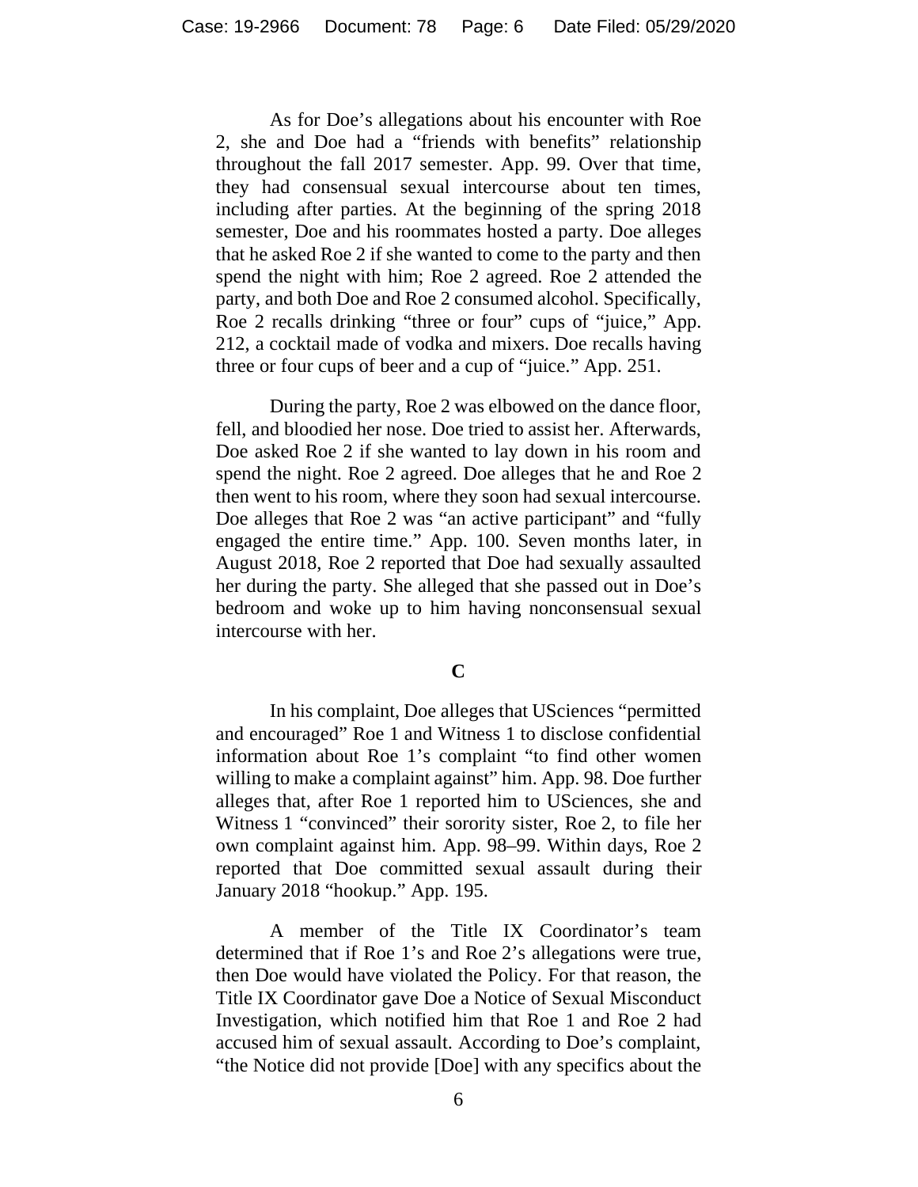As for Doe's allegations about his encounter with Roe 2, she and Doe had a "friends with benefits" relationship throughout the fall 2017 semester. App. 99. Over that time, they had consensual sexual intercourse about ten times, including after parties. At the beginning of the spring 2018 semester, Doe and his roommates hosted a party. Doe alleges that he asked Roe 2 if she wanted to come to the party and then spend the night with him; Roe 2 agreed. Roe 2 attended the party, and both Doe and Roe 2 consumed alcohol. Specifically, Roe 2 recalls drinking "three or four" cups of "juice," App. 212, a cocktail made of vodka and mixers. Doe recalls having three or four cups of beer and a cup of "juice." App. 251.

During the party, Roe 2 was elbowed on the dance floor, fell, and bloodied her nose. Doe tried to assist her. Afterwards, Doe asked Roe 2 if she wanted to lay down in his room and spend the night. Roe 2 agreed. Doe alleges that he and Roe 2 then went to his room, where they soon had sexual intercourse. Doe alleges that Roe 2 was "an active participant" and "fully engaged the entire time." App. 100. Seven months later, in August 2018, Roe 2 reported that Doe had sexually assaulted her during the party. She alleged that she passed out in Doe's bedroom and woke up to him having nonconsensual sexual intercourse with her.

### C

In his complaint, Doe alleges that USciences "permitted and encouraged" Roe 1 and Witness 1 to disclose confidential information about Roe 1's complaint "to find other women willing to make a complaint against" him. App. 98. Doe further alleges that, after Roe 1 reported him to USciences, she and Witness 1 "convinced" their sorority sister, Roe 2, to file her own complaint against him. App. 98–99. Within days, Roe 2 reported that Doe committed sexual assault during their January 2018 "hookup." App. 195.

A member of the Title IX Coordinator's team determined that if Roe 1's and Roe 2's allegations were true, then Doe would have violated the Policy. For that reason, the Title IX Coordinator gave Doe a Notice of Sexual Misconduct Investigation, which notified him that Roe 1 and Roe 2 had accused him of sexual assault. According to Doe's complaint, "the Notice did not provide [Doe] with any specifics about the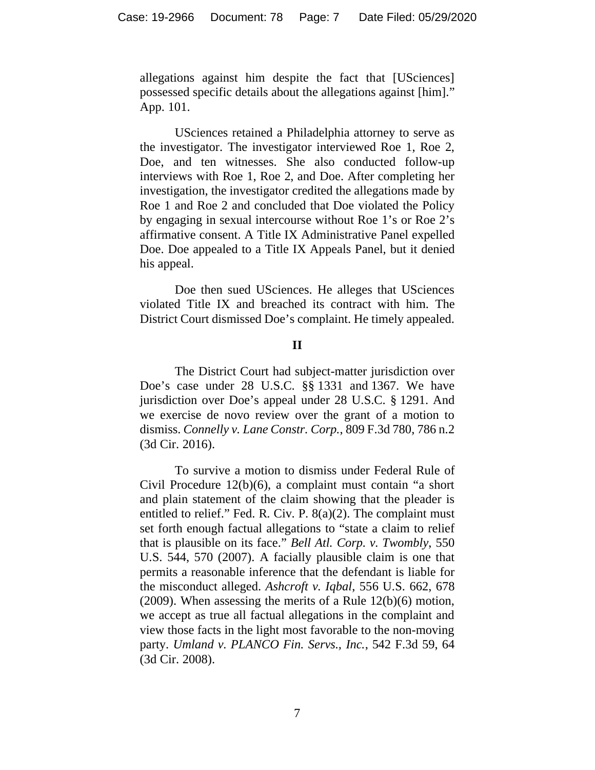allegations against him despite the fact that [USciences] possessed specific details about the allegations against [him]." App. 101.

USciences retained a Philadelphia attorney to serve as the investigator. The investigator interviewed Roe 1, Roe 2, Doe, and ten witnesses. She also conducted follow-up interviews with Roe 1, Roe 2, and Doe. After completing her investigation, the investigator credited the allegations made by Roe 1 and Roe 2 and concluded that Doe violated the Policy by engaging in sexual intercourse without Roe 1's or Roe 2's affirmative consent. A Title IX Administrative Panel expelled Doe. Doe appealed to a Title IX Appeals Panel, but it denied his appeal.

Doe then sued USciences. He alleges that USciences violated Title IX and breached its contract with him. The District Court dismissed Doe's complaint. He timely appealed.

## II

The District Court had subject-matter jurisdiction over Doe's case under 28 U.S.C. §§ 1331 and 1367. We have jurisdiction over Doe's appeal under 28 U.S.C. § 1291. And we exercise de novo review over the grant of a motion to dismiss. *Connelly v. Lane Constr. Corp.*, 809 F.3d 780, 786 n.2 (3d Cir. 2016).

To survive a motion to dismiss under Federal Rule of Civil Procedure 12(b)(6), a complaint must contain "a short and plain statement of the claim showing that the pleader is entitled to relief." Fed. R. Civ. P. 8(a)(2). The complaint must set forth enough factual allegations to "state a claim to relief that is plausible on its face." *Bell Atl. Corp. v. Twombly*, 550 U.S. 544, 570 (2007). A facially plausible claim is one that permits a reasonable inference that the defendant is liable for the misconduct alleged. *Ashcroft v. Iqbal*, 556 U.S. 662, 678 (2009). When assessing the merits of a Rule 12(b)(6) motion, we accept as true all factual allegations in the complaint and view those facts in the light most favorable to the non-moving party. *Umland v. PLANCO Fin. Servs., Inc.*, 542 F.3d 59, 64 (3d Cir. 2008).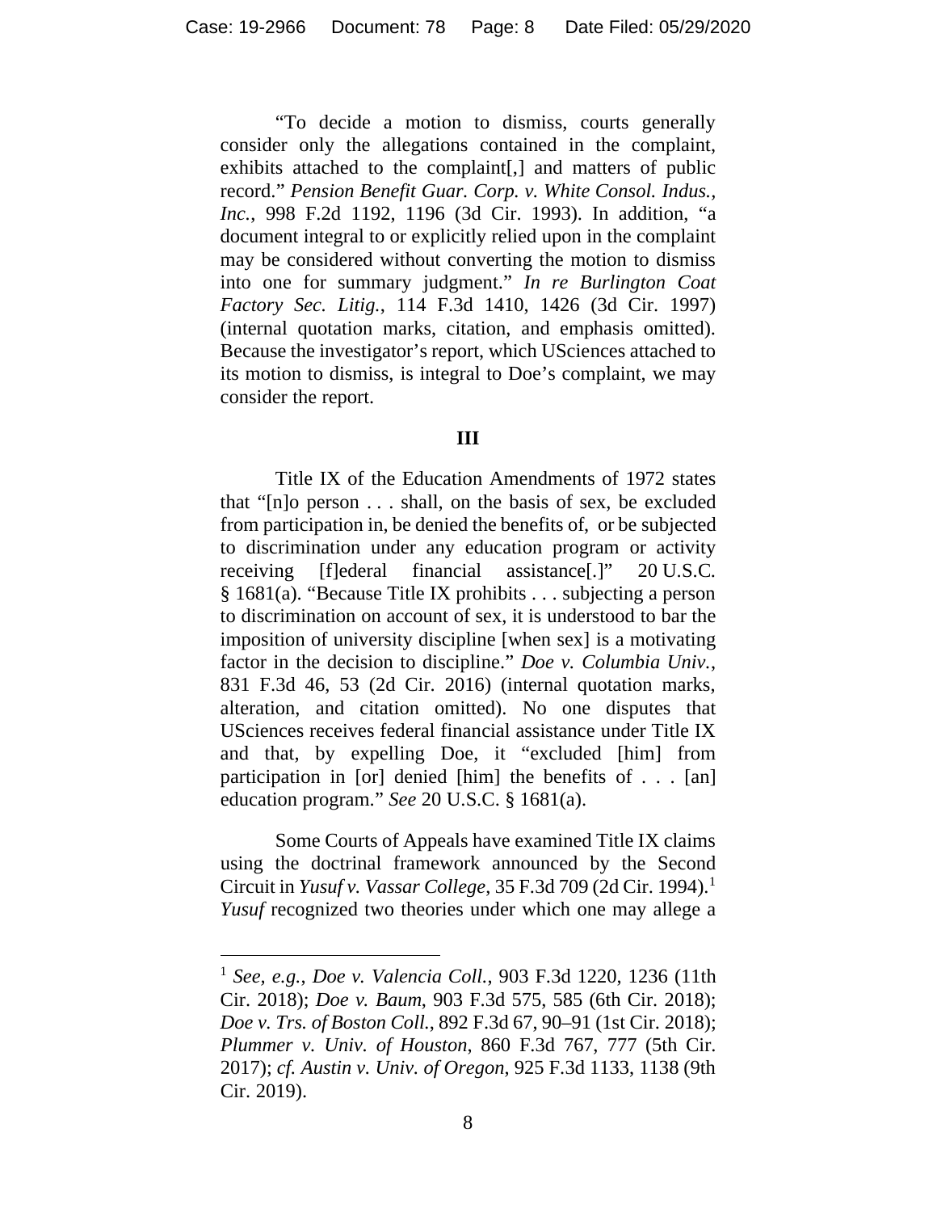"To decide a motion to dismiss, courts generally consider only the allegations contained in the complaint, exhibits attached to the complaint[,] and matters of public record." *Pension Benefit Guar. Corp. v. White Consol. Indus., Inc.*, 998 F.2d 1192, 1196 (3d Cir. 1993). In addition, "a document integral to or explicitly relied upon in the complaint may be considered without converting the motion to dismiss into one for summary judgment." *In re Burlington Coat Factory Sec. Litig.*, 114 F.3d 1410, 1426 (3d Cir. 1997) (internal quotation marks, citation, and emphasis omitted). Because the investigator's report, which USciences attached to its motion to dismiss, is integral to Doe's complaint, we may consider the report.

### III

Title IX of the Education Amendments of 1972 states that "[n]o person . . . shall, on the basis of sex, be excluded from participation in, be denied the benefits of, or be subjected to discrimination under any education program or activity receiving [f]ederal financial assistance[.]" 20 U.S.C. § 1681(a). "Because Title IX prohibits . . . subjecting a person to discrimination on account of sex, it is understood to bar the imposition of university discipline [when sex] is a motivating factor in the decision to discipline." *Doe v. Columbia Univ.*, 831 F.3d 46, 53 (2d Cir. 2016) (internal quotation marks, alteration, and citation omitted). No one disputes that USciences receives federal financial assistance under Title IX and that, by expelling Doe, it "excluded [him] from participation in [or] denied [him] the benefits of . . . [an] education program." *See* 20 U.S.C. § 1681(a).

Some Courts of Appeals have examined Title IX claims using the doctrinal framework announced by the Second Circuit in *Yusuf v. Vassar College*, 35 F.3d 709 (2d Cir. 1994).[1] *Yusuf* recognized two theories under which one may allege a

---

[1] *See, e.g.*, *Doe v. Valencia Coll.*, 903 F.3d 1220, 1236 (11th Cir. 2018); *Doe v. Baum*, 903 F.3d 575, 585 (6th Cir. 2018); *Doe v. Trs. of Boston Coll.*, 892 F.3d 67, 90–91 (1st Cir. 2018); *Plummer v. Univ. of Houston*, 860 F.3d 767, 777 (5th Cir. 2017); *cf. Austin v. Univ. of Oregon*, 925 F.3d 1133, 1138 (9th Cir. 2019).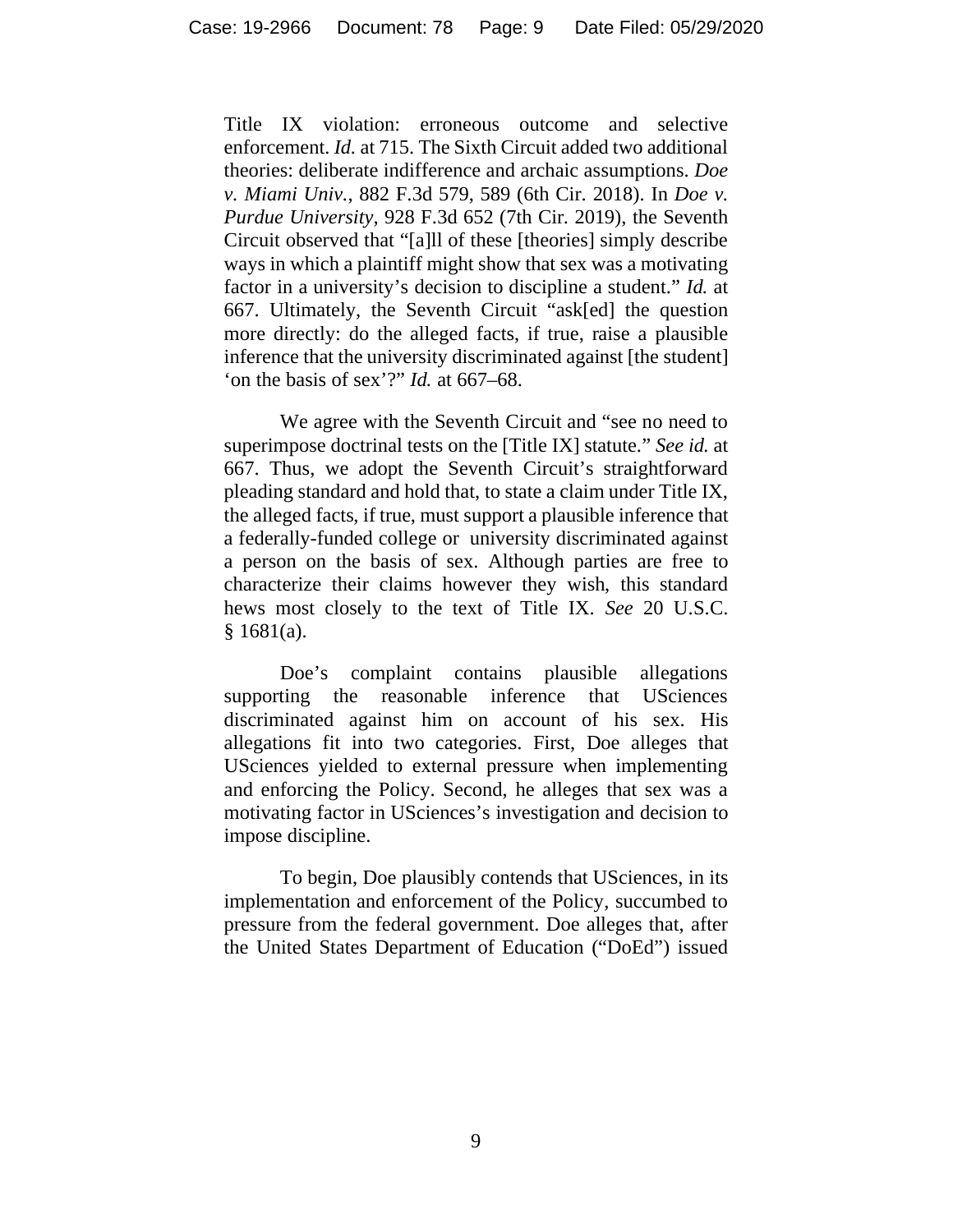Title IX violation: erroneous outcome and selective enforcement. *Id.* at 715. The Sixth Circuit added two additional theories: deliberate indifference and archaic assumptions. *Doe v. Miami Univ.*, 882 F.3d 579, 589 (6th Cir. 2018). In *Doe v. Purdue University*, 928 F.3d 652 (7th Cir. 2019), the Seventh Circuit observed that "[a]ll of these [theories] simply describe ways in which a plaintiff might show that sex was a motivating factor in a university's decision to discipline a student." *Id.* at 667. Ultimately, the Seventh Circuit "ask[ed] the question more directly: do the alleged facts, if true, raise a plausible inference that the university discriminated against [the student] 'on the basis of sex'?" *Id.* at 667–68.

We agree with the Seventh Circuit and "see no need to superimpose doctrinal tests on the [Title IX] statute." *See id.* at 667. Thus, we adopt the Seventh Circuit's straightforward pleading standard and hold that, to state a claim under Title IX, the alleged facts, if true, must support a plausible inference that a federally-funded college or university discriminated against a person on the basis of sex. Although parties are free to characterize their claims however they wish, this standard hews most closely to the text of Title IX. *See* 20 U.S.C. § 1681(a).

Doe's complaint contains plausible allegations supporting the reasonable inference that USciences discriminated against him on account of his sex. His allegations fit into two categories. First, Doe alleges that USciences yielded to external pressure when implementing and enforcing the Policy. Second, he alleges that sex was a motivating factor in USciences's investigation and decision to impose discipline.

To begin, Doe plausibly contends that USciences, in its implementation and enforcement of the Policy, succumbed to pressure from the federal government. Doe alleges that, after the United States Department of Education ("DoEd") issued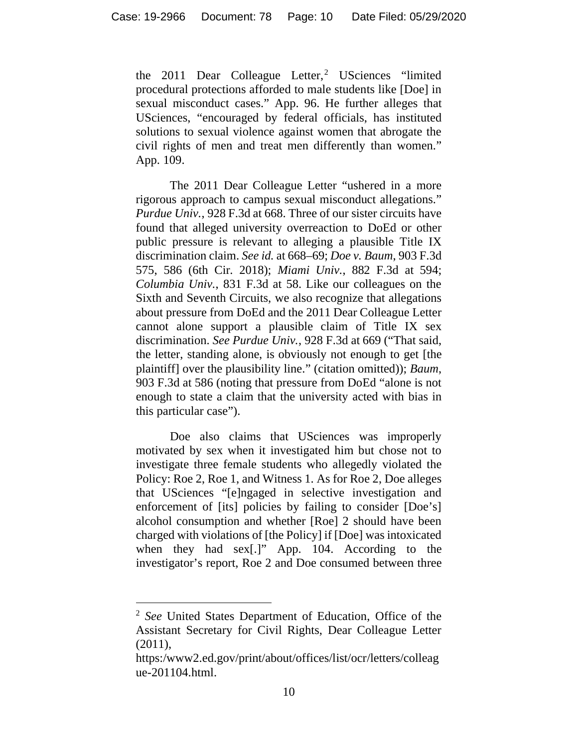the 2011 Dear Colleague Letter,[2] USciences "limited procedural protections afforded to male students like [Doe] in sexual misconduct cases." App. 96. He further alleges that USciences, "encouraged by federal officials, has instituted solutions to sexual violence against women that abrogate the civil rights of men and treat men differently than women." App. 109.

The 2011 Dear Colleague Letter "ushered in a more rigorous approach to campus sexual misconduct allegations." *Purdue Univ.*, 928 F.3d at 668. Three of our sister circuits have found that alleged university overreaction to DoEd or other public pressure is relevant to alleging a plausible Title IX discrimination claim. *See id.* at 668–69; *Doe v. Baum*, 903 F.3d 575, 586 (6th Cir. 2018); *Miami Univ.*, 882 F.3d at 594; *Columbia Univ.*, 831 F.3d at 58. Like our colleagues on the Sixth and Seventh Circuits, we also recognize that allegations about pressure from DoEd and the 2011 Dear Colleague Letter cannot alone support a plausible claim of Title IX sex discrimination. *See Purdue Univ.*, 928 F.3d at 669 ("That said, the letter, standing alone, is obviously not enough to get [the plaintiff] over the plausibility line." (citation omitted)); *Baum*, 903 F.3d at 586 (noting that pressure from DoEd "alone is not enough to state a claim that the university acted with bias in this particular case").

Doe also claims that USciences was improperly motivated by sex when it investigated him but chose not to investigate three female students who allegedly violated the Policy: Roe 2, Roe 1, and Witness 1. As for Roe 2, Doe alleges that USciences "[e]ngaged in selective investigation and enforcement of [its] policies by failing to consider [Doe's] alcohol consumption and whether [Roe] 2 should have been charged with violations of [the Policy] if [Doe] was intoxicated when they had sex[.]" App. 104. According to the investigator's report, Roe 2 and Doe consumed between three

---

[2] *See* United States Department of Education, Office of the Assistant Secretary for Civil Rights, Dear Colleague Letter (2011), https:/www2.ed.gov/print/about/offices/list/ocr/letters/colleague-201104.html.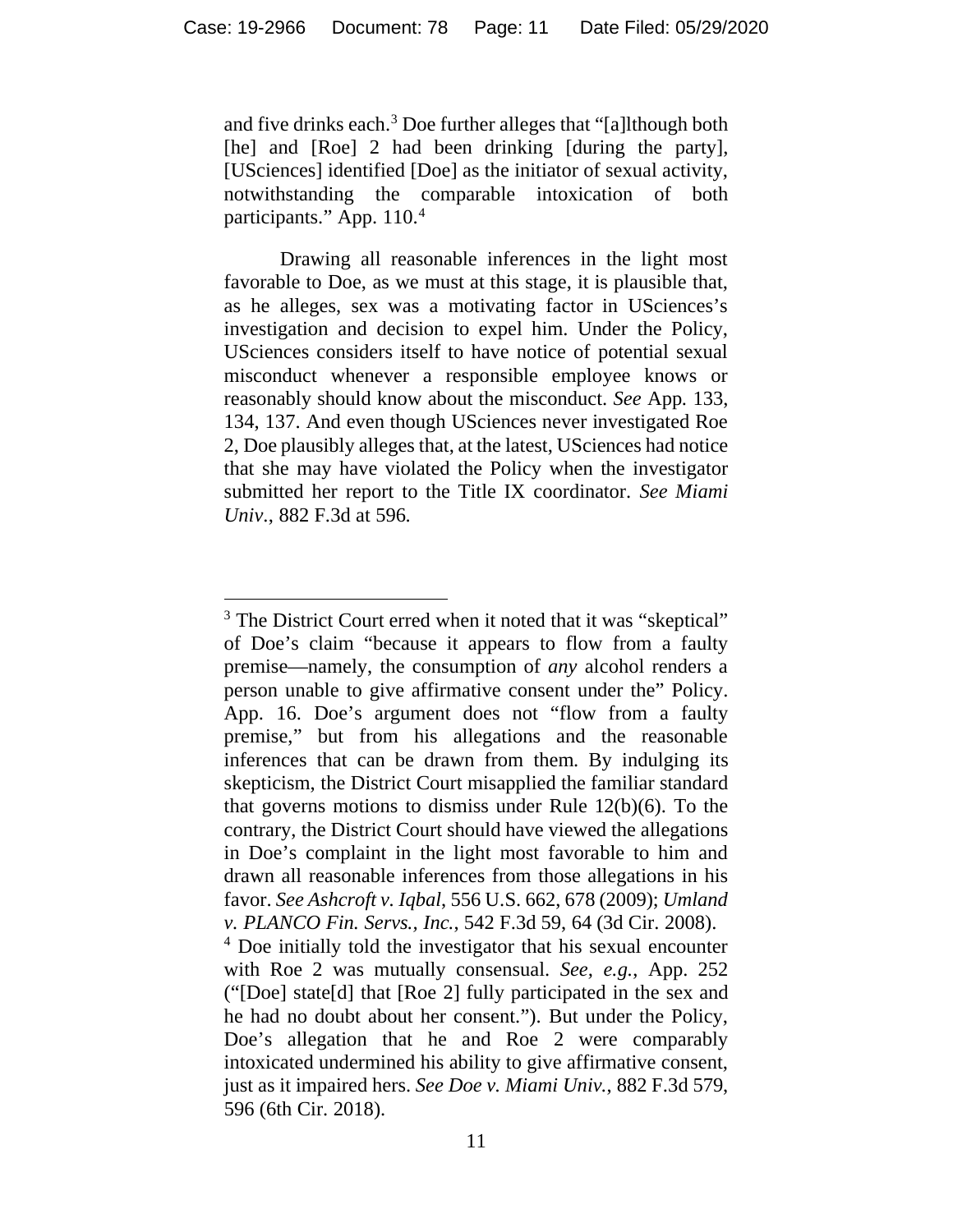and five drinks each.[3] Doe further alleges that "[a]lthough both [he] and [Roe] 2 had been drinking [during the party], [USciences] identified [Doe] as the initiator of sexual activity, notwithstanding the comparable intoxication of both participants." App. 110.[4]

Drawing all reasonable inferences in the light most favorable to Doe, as we must at this stage, it is plausible that, as he alleges, sex was a motivating factor in USciences's investigation and decision to expel him. Under the Policy, USciences considers itself to have notice of potential sexual misconduct whenever a responsible employee knows or reasonably should know about the misconduct. *See* App. 133, 134, 137. And even though USciences never investigated Roe 2, Doe plausibly alleges that, at the latest, USciences had notice that she may have violated the Policy when the investigator submitted her report to the Title IX coordinator. *See Miami Univ.*, 882 F.3d at 596.

---

[3] The District Court erred when it noted that it was "skeptical" of Doe's claim "because it appears to flow from a faulty premise—namely, the consumption of *any* alcohol renders a person unable to give affirmative consent under the" Policy. App. 16. Doe's argument does not "flow from a faulty premise," but from his allegations and the reasonable inferences that can be drawn from them. By indulging its skepticism, the District Court misapplied the familiar standard that governs motions to dismiss under Rule 12(b)(6). To the contrary, the District Court should have viewed the allegations in Doe's complaint in the light most favorable to him and drawn all reasonable inferences from those allegations in his favor. *See Ashcroft v. Iqbal*, 556 U.S. 662, 678 (2009); *Umland v. PLANCO Fin. Servs., Inc.*, 542 F.3d 59, 64 (3d Cir. 2008).

[4] Doe initially told the investigator that his sexual encounter with Roe 2 was mutually consensual. *See, e.g.*, App. 252 ("[Doe] state[d] that [Roe 2] fully participated in the sex and he had no doubt about her consent."). But under the Policy, Doe's allegation that he and Roe 2 were comparably intoxicated undermined his ability to give affirmative consent, just as it impaired hers. *See Doe v. Miami Univ.*, 882 F.3d 579, 596 (6th Cir. 2018).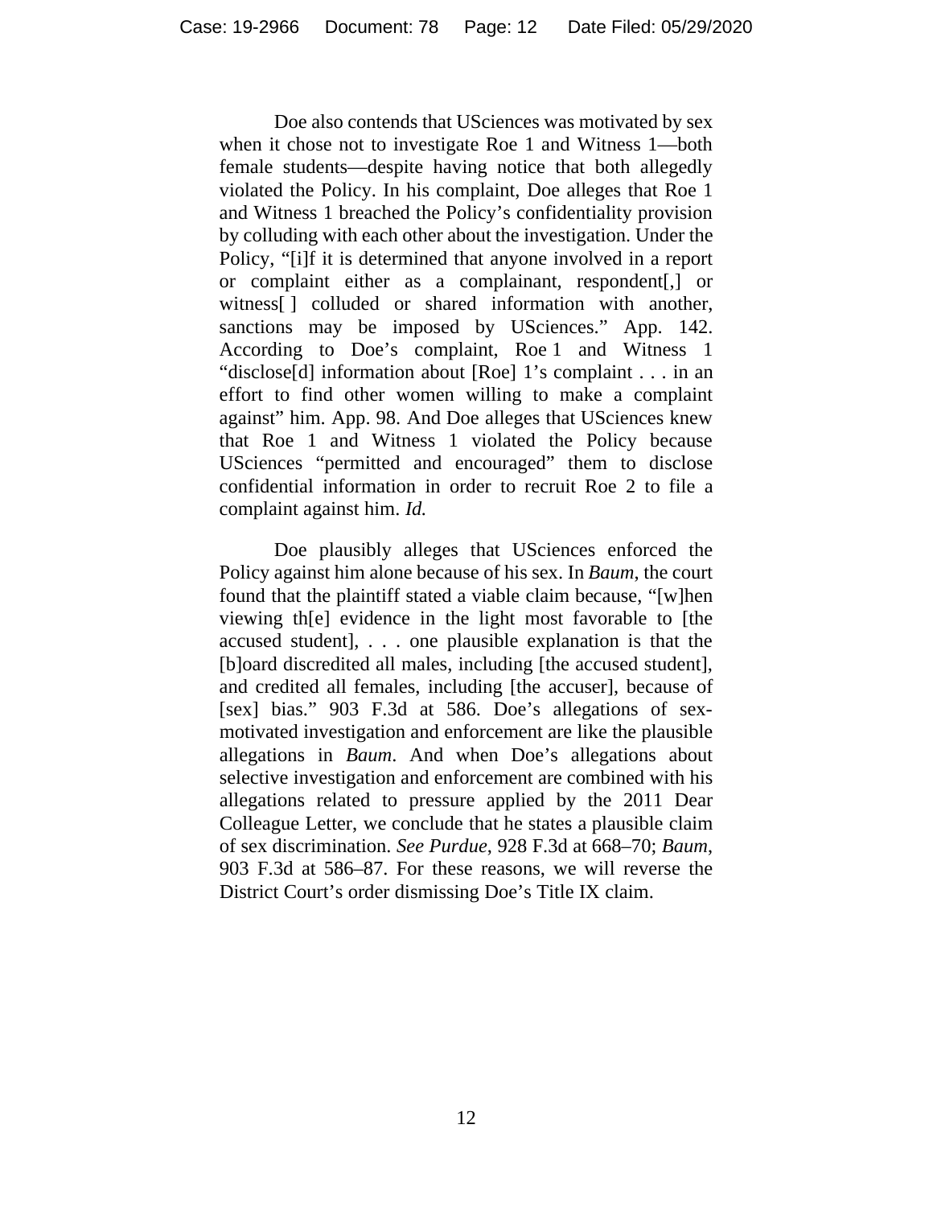Doe also contends that USciences was motivated by sex when it chose not to investigate Roe 1 and Witness 1—both female students—despite having notice that both allegedly violated the Policy. In his complaint, Doe alleges that Roe 1 and Witness 1 breached the Policy's confidentiality provision by colluding with each other about the investigation. Under the Policy, "[i]f it is determined that anyone involved in a report or complaint either as a complainant, respondent[,] or witness[ ] colluded or shared information with another, sanctions may be imposed by USciences." App. 142. According to Doe's complaint, Roe 1 and Witness 1 "disclose[d] information about [Roe] 1's complaint . . . in an effort to find other women willing to make a complaint against" him. App. 98. And Doe alleges that USciences knew that Roe 1 and Witness 1 violated the Policy because USciences "permitted and encouraged" them to disclose confidential information in order to recruit Roe 2 to file a complaint against him. *Id.*

Doe plausibly alleges that USciences enforced the Policy against him alone because of his sex. In *Baum*, the court found that the plaintiff stated a viable claim because, "[w]hen viewing th[e] evidence in the light most favorable to [the accused student], . . . one plausible explanation is that the [b]oard discredited all males, including [the accused student], and credited all females, including [the accuser], because of [sex] bias." 903 F.3d at 586. Doe's allegations of sex-motivated investigation and enforcement are like the plausible allegations in *Baum*. And when Doe's allegations about selective investigation and enforcement are combined with his allegations related to pressure applied by the 2011 Dear Colleague Letter, we conclude that he states a plausible claim of sex discrimination. *See Purdue*, 928 F.3d at 668–70; *Baum*, 903 F.3d at 586–87. For these reasons, we will reverse the District Court's order dismissing Doe's Title IX claim.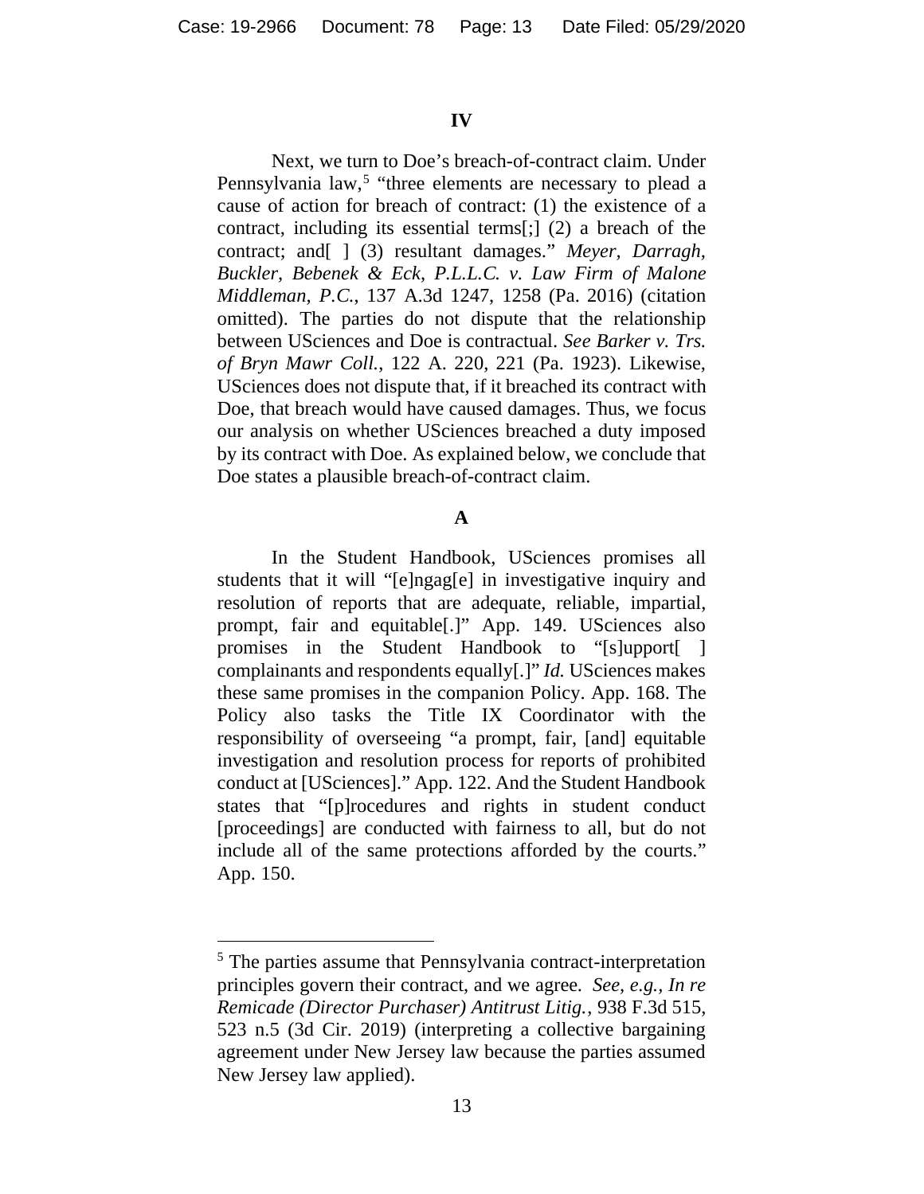## IV

Next, we turn to Doe's breach-of-contract claim. Under Pennsylvania law,[5] "three elements are necessary to plead a cause of action for breach of contract: (1) the existence of a contract, including its essential terms[;] (2) a breach of the contract; and[ ] (3) resultant damages." *Meyer, Darragh, Buckler, Bebenek & Eck, P.L.L.C. v. Law Firm of Malone Middleman, P.C.*, 137 A.3d 1247, 1258 (Pa. 2016) (citation omitted). The parties do not dispute that the relationship between USciences and Doe is contractual. *See Barker v. Trs. of Bryn Mawr Coll.*, 122 A. 220, 221 (Pa. 1923). Likewise, USciences does not dispute that, if it breached its contract with Doe, that breach would have caused damages. Thus, we focus our analysis on whether USciences breached a duty imposed by its contract with Doe. As explained below, we conclude that Doe states a plausible breach-of-contract claim.

### A

In the Student Handbook, USciences promises all students that it will "[e]ngag[e] in investigative inquiry and resolution of reports that are adequate, reliable, impartial, prompt, fair and equitable[.]" App. 149. USciences also promises in the Student Handbook to "[s]upport[ ] complainants and respondents equally[.]" *Id.* USciences makes these same promises in the companion Policy. App. 168. The Policy also tasks the Title IX Coordinator with the responsibility of overseeing "a prompt, fair, [and] equitable investigation and resolution process for reports of prohibited conduct at [USciences]." App. 122. And the Student Handbook states that "[p]rocedures and rights in student conduct [proceedings] are conducted with fairness to all, but do not include all of the same protections afforded by the courts." App. 150.

---

[5] The parties assume that Pennsylvania contract-interpretation principles govern their contract, and we agree. *See, e.g.*, *In re Remicade (Director Purchaser) Antitrust Litig.*, 938 F.3d 515, 523 n.5 (3d Cir. 2019) (interpreting a collective bargaining agreement under New Jersey law because the parties assumed New Jersey law applied).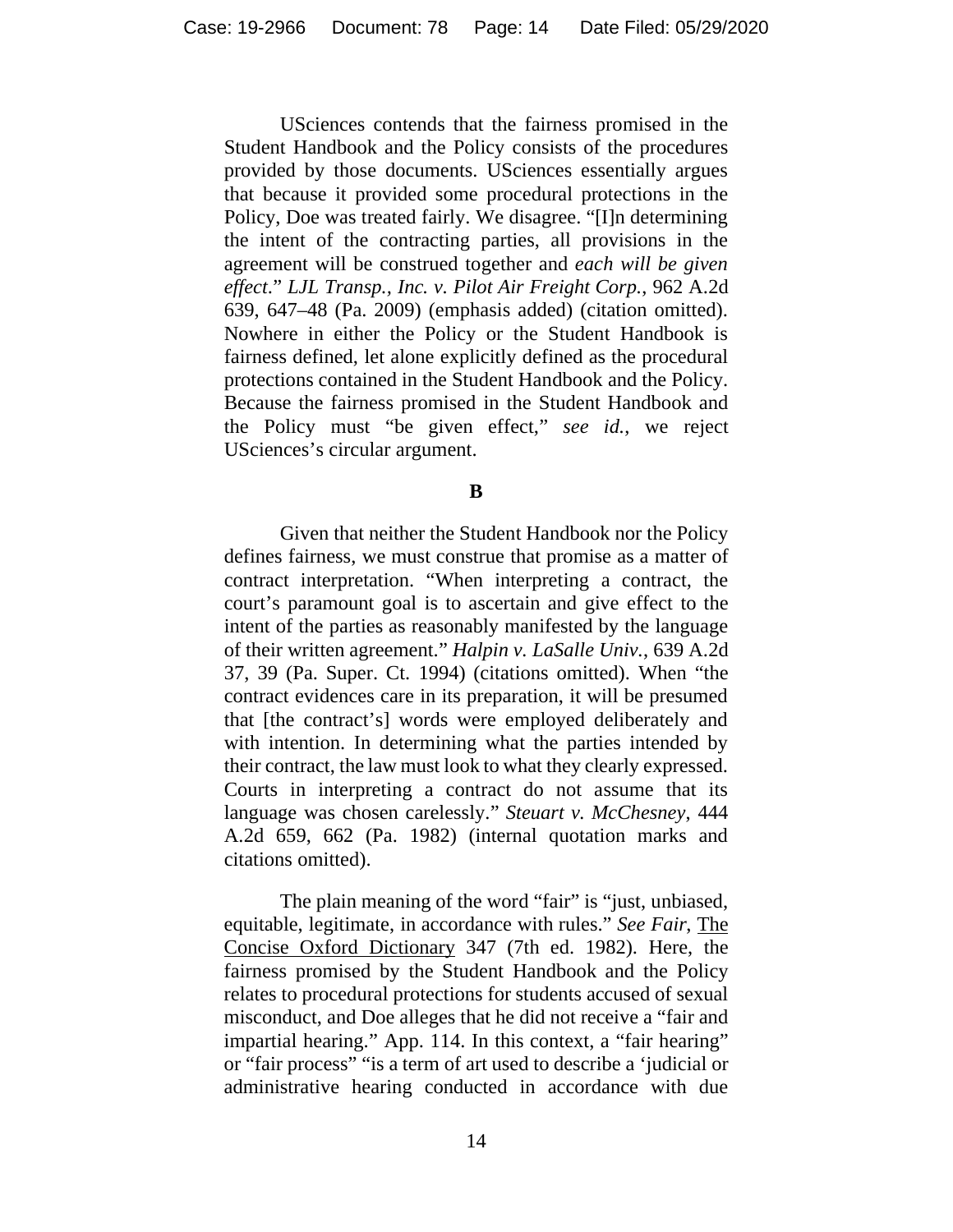USciences contends that the fairness promised in the Student Handbook and the Policy consists of the procedures provided by those documents. USciences essentially argues that because it provided some procedural protections in the Policy, Doe was treated fairly. We disagree. "[I]n determining the intent of the contracting parties, all provisions in the agreement will be construed together and *each will be given effect*." *LJL Transp., Inc. v. Pilot Air Freight Corp.*, 962 A.2d 639, 647–48 (Pa. 2009) (emphasis added) (citation omitted). Nowhere in either the Policy or the Student Handbook is fairness defined, let alone explicitly defined as the procedural protections contained in the Student Handbook and the Policy. Because the fairness promised in the Student Handbook and the Policy must "be given effect," *see id.*, we reject USciences's circular argument.

**B**

Given that neither the Student Handbook nor the Policy defines fairness, we must construe that promise as a matter of contract interpretation. "When interpreting a contract, the court's paramount goal is to ascertain and give effect to the intent of the parties as reasonably manifested by the language of their written agreement." *Halpin v. LaSalle Univ.*, 639 A.2d 37, 39 (Pa. Super. Ct. 1994) (citations omitted). When "the contract evidences care in its preparation, it will be presumed that [the contract's] words were employed deliberately and with intention. In determining what the parties intended by their contract, the law must look to what they clearly expressed. Courts in interpreting a contract do not assume that its language was chosen carelessly." *Steuart v. McChesney*, 444 A.2d 659, 662 (Pa. 1982) (internal quotation marks and citations omitted).

The plain meaning of the word "fair" is "just, unbiased, equitable, legitimate, in accordance with rules." *See Fair*, The Concise Oxford Dictionary 347 (7th ed. 1982). Here, the fairness promised by the Student Handbook and the Policy relates to procedural protections for students accused of sexual misconduct, and Doe alleges that he did not receive a "fair and impartial hearing." App. 114. In this context, a "fair hearing" or "fair process" "is a term of art used to describe a 'judicial or administrative hearing conducted in accordance with due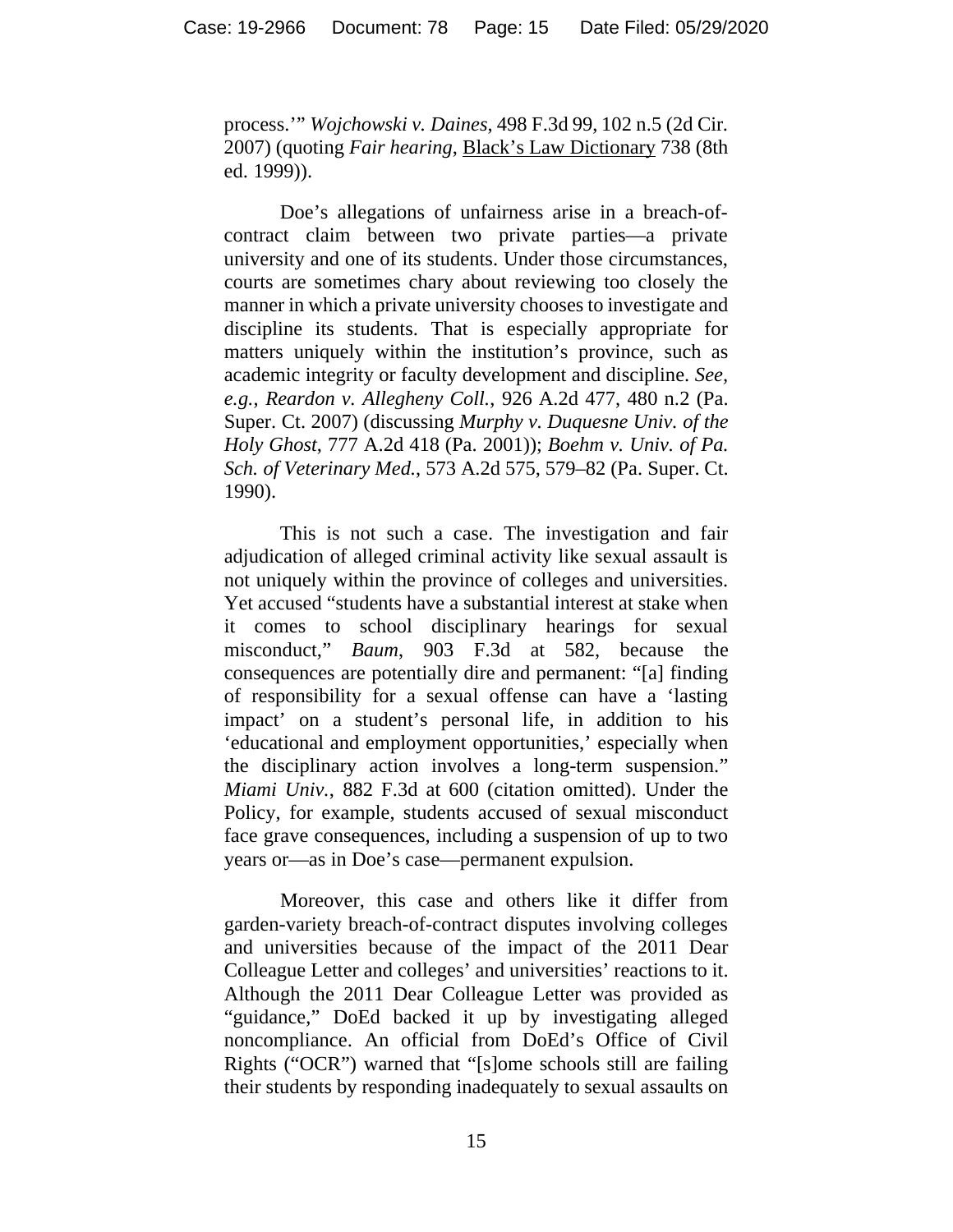process.'" *Wojchowski v. Daines*, 498 F.3d 99, 102 n.5 (2d Cir. 2007) (quoting *Fair hearing*, Black's Law Dictionary 738 (8th ed. 1999)).

Doe's allegations of unfairness arise in a breach-of-contract claim between two private parties—a private university and one of its students. Under those circumstances, courts are sometimes chary about reviewing too closely the manner in which a private university chooses to investigate and discipline its students. That is especially appropriate for matters uniquely within the institution's province, such as academic integrity or faculty development and discipline. *See, e.g.*, *Reardon v. Allegheny Coll.*, 926 A.2d 477, 480 n.2 (Pa. Super. Ct. 2007) (discussing *Murphy v. Duquesne Univ. of the Holy Ghost*, 777 A.2d 418 (Pa. 2001)); *Boehm v. Univ. of Pa. Sch. of Veterinary Med.*, 573 A.2d 575, 579–82 (Pa. Super. Ct. 1990).

This is not such a case. The investigation and fair adjudication of alleged criminal activity like sexual assault is not uniquely within the province of colleges and universities. Yet accused "students have a substantial interest at stake when it comes to school disciplinary hearings for sexual misconduct," *Baum*, 903 F.3d at 582, because the consequences are potentially dire and permanent: "[a] finding of responsibility for a sexual offense can have a 'lasting impact' on a student's personal life, in addition to his 'educational and employment opportunities,' especially when the disciplinary action involves a long-term suspension." *Miami Univ.*, 882 F.3d at 600 (citation omitted). Under the Policy, for example, students accused of sexual misconduct face grave consequences, including a suspension of up to two years or—as in Doe's case—permanent expulsion.

Moreover, this case and others like it differ from garden-variety breach-of-contract disputes involving colleges and universities because of the impact of the 2011 Dear Colleague Letter and colleges' and universities' reactions to it. Although the 2011 Dear Colleague Letter was provided as "guidance," DoEd backed it up by investigating alleged noncompliance. An official from DoEd's Office of Civil Rights ("OCR") warned that "[s]ome schools still are failing their students by responding inadequately to sexual assaults on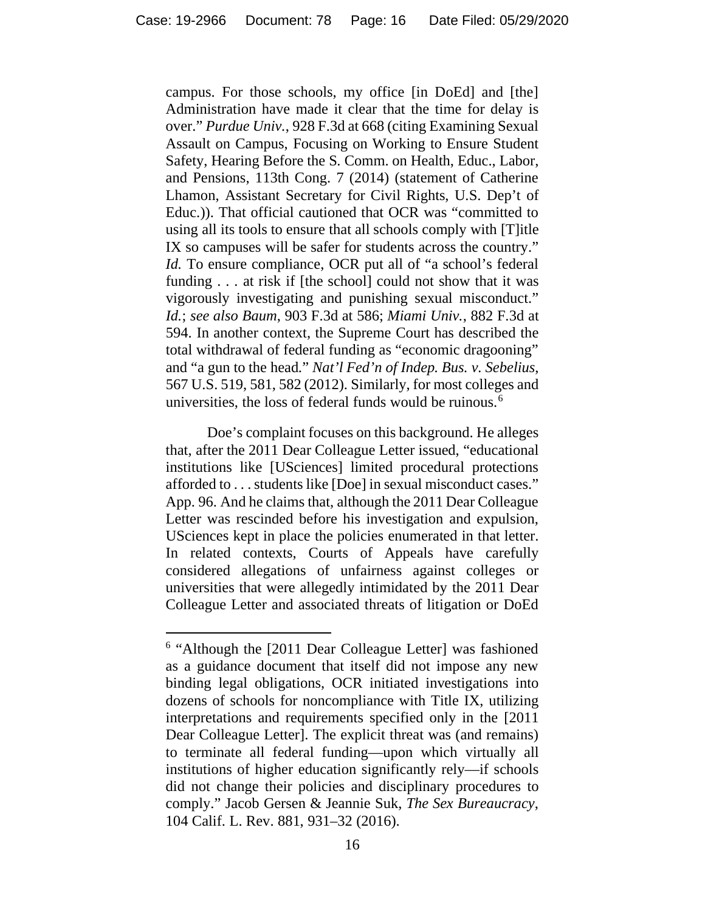campus. For those schools, my office [in DoEd] and [the] Administration have made it clear that the time for delay is over." *Purdue Univ.*, 928 F.3d at 668 (citing Examining Sexual Assault on Campus, Focusing on Working to Ensure Student Safety, Hearing Before the S. Comm. on Health, Educ., Labor, and Pensions, 113th Cong. 7 (2014) (statement of Catherine Lhamon, Assistant Secretary for Civil Rights, U.S. Dep't of Educ.)). That official cautioned that OCR was "committed to using all its tools to ensure that all schools comply with [T]itle IX so campuses will be safer for students across the country." *Id.* To ensure compliance, OCR put all of "a school's federal funding . . . at risk if [the school] could not show that it was vigorously investigating and punishing sexual misconduct." *Id.*; *see also Baum*, 903 F.3d at 586; *Miami Univ.*, 882 F.3d at 594. In another context, the Supreme Court has described the total withdrawal of federal funding as "economic dragooning" and "a gun to the head." *Nat'l Fed'n of Indep. Bus. v. Sebelius*, 567 U.S. 519, 581, 582 (2012). Similarly, for most colleges and universities, the loss of federal funds would be ruinous.[6]

Doe's complaint focuses on this background. He alleges that, after the 2011 Dear Colleague Letter issued, "educational institutions like [USciences] limited procedural protections afforded to . . . students like [Doe] in sexual misconduct cases." App. 96. And he claims that, although the 2011 Dear Colleague Letter was rescinded before his investigation and expulsion, USciences kept in place the policies enumerated in that letter. In related contexts, Courts of Appeals have carefully considered allegations of unfairness against colleges or universities that were allegedly intimidated by the 2011 Dear Colleague Letter and associated threats of litigation or DoEd

[6] "Although the [2011 Dear Colleague Letter] was fashioned as a guidance document that itself did not impose any new binding legal obligations, OCR initiated investigations into dozens of schools for noncompliance with Title IX, utilizing interpretations and requirements specified only in the [2011 Dear Colleague Letter]. The explicit threat was (and remains) to terminate all federal funding—upon which virtually all institutions of higher education significantly rely—if schools did not change their policies and disciplinary procedures to comply." Jacob Gersen & Jeannie Suk, *The Sex Bureaucracy*, 104 Calif. L. Rev. 881, 931–32 (2016).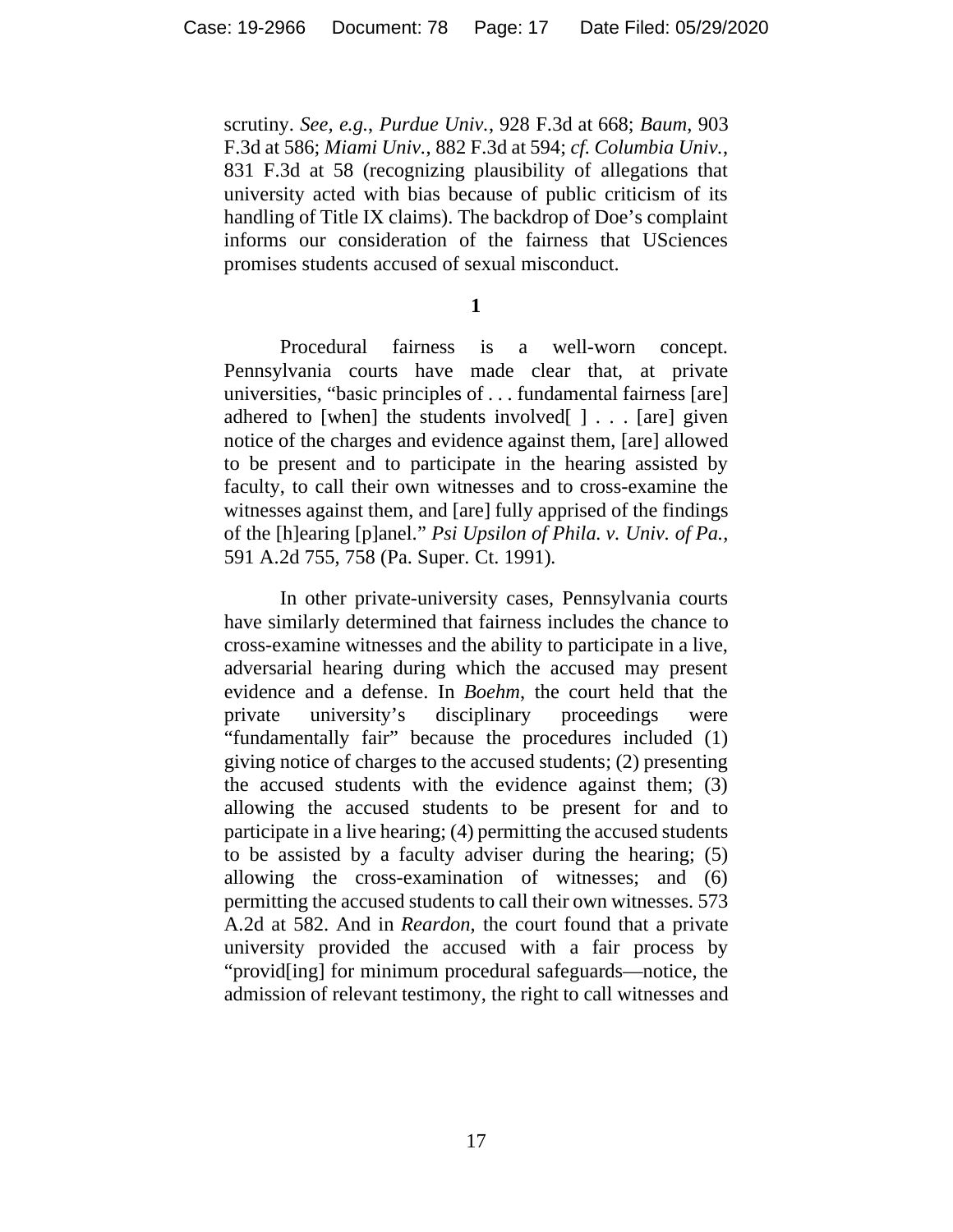scrutiny. *See, e.g.*, *Purdue Univ.*, 928 F.3d at 668; *Baum*, 903 F.3d at 586; *Miami Univ.*, 882 F.3d at 594; *cf. Columbia Univ.*, 831 F.3d at 58 (recognizing plausibility of allegations that university acted with bias because of public criticism of its handling of Title IX claims). The backdrop of Doe's complaint informs our consideration of the fairness that USciences promises students accused of sexual misconduct.

**1**

Procedural fairness is a well-worn concept. Pennsylvania courts have made clear that, at private universities, "basic principles of . . . fundamental fairness [are] adhered to [when] the students involved[ ] . . . [are] given notice of the charges and evidence against them, [are] allowed to be present and to participate in the hearing assisted by faculty, to call their own witnesses and to cross-examine the witnesses against them, and [are] fully apprised of the findings of the [h]earing [p]anel." *Psi Upsilon of Phila. v. Univ. of Pa.*, 591 A.2d 755, 758 (Pa. Super. Ct. 1991).

In other private-university cases, Pennsylvania courts have similarly determined that fairness includes the chance to cross-examine witnesses and the ability to participate in a live, adversarial hearing during which the accused may present evidence and a defense. In *Boehm*, the court held that the private university's disciplinary proceedings were "fundamentally fair" because the procedures included (1) giving notice of charges to the accused students; (2) presenting the accused students with the evidence against them; (3) allowing the accused students to be present for and to participate in a live hearing; (4) permitting the accused students to be assisted by a faculty adviser during the hearing; (5) allowing the cross-examination of witnesses; and (6) permitting the accused students to call their own witnesses. 573 A.2d at 582. And in *Reardon*, the court found that a private university provided the accused with a fair process by "provid[ing] for minimum procedural safeguards—notice, the admission of relevant testimony, the right to call witnesses and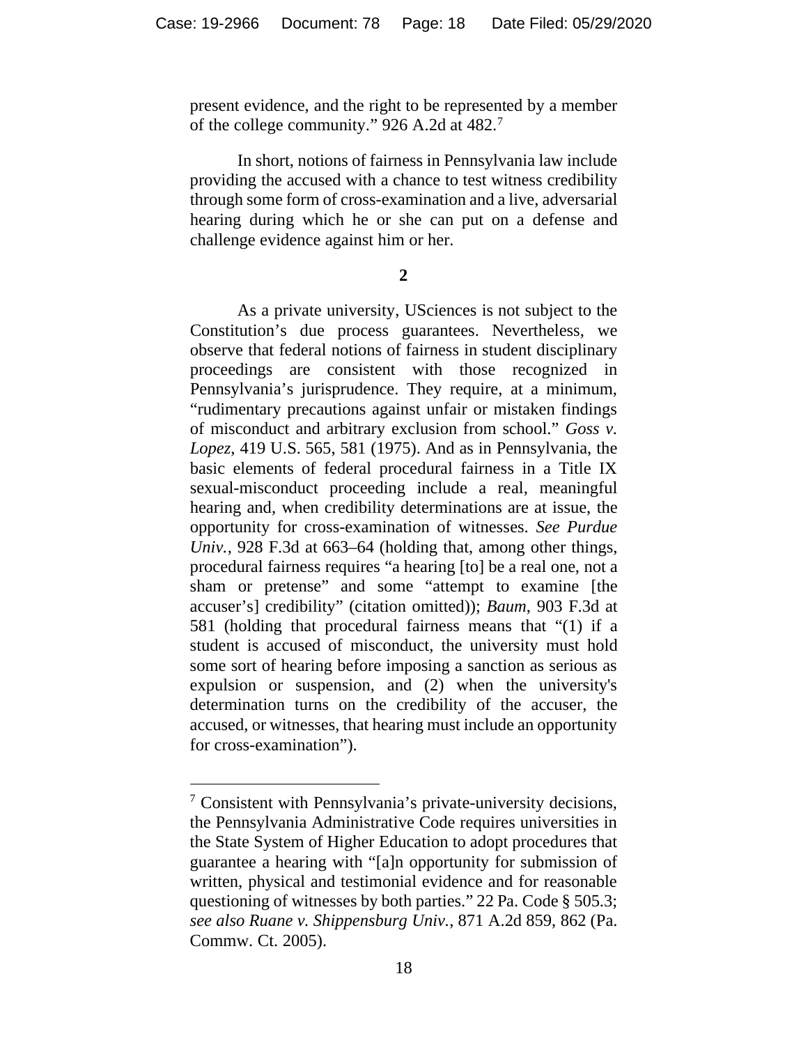present evidence, and the right to be represented by a member of the college community." 926 A.2d at 482.[7]

In short, notions of fairness in Pennsylvania law include providing the accused with a chance to test witness credibility through some form of cross-examination and a live, adversarial hearing during which he or she can put on a defense and challenge evidence against him or her.

**2**

As a private university, USciences is not subject to the Constitution's due process guarantees. Nevertheless, we observe that federal notions of fairness in student disciplinary proceedings are consistent with those recognized in Pennsylvania's jurisprudence. They require, at a minimum, "rudimentary precautions against unfair or mistaken findings of misconduct and arbitrary exclusion from school." *Goss v. Lopez*, 419 U.S. 565, 581 (1975). And as in Pennsylvania, the basic elements of federal procedural fairness in a Title IX sexual-misconduct proceeding include a real, meaningful hearing and, when credibility determinations are at issue, the opportunity for cross-examination of witnesses. *See Purdue Univ.*, 928 F.3d at 663–64 (holding that, among other things, procedural fairness requires "a hearing [to] be a real one, not a sham or pretense" and some "attempt to examine [the accuser's] credibility" (citation omitted)); *Baum*, 903 F.3d at 581 (holding that procedural fairness means that "(1) if a student is accused of misconduct, the university must hold some sort of hearing before imposing a sanction as serious as expulsion or suspension, and (2) when the university's determination turns on the credibility of the accuser, the accused, or witnesses, that hearing must include an opportunity for cross-examination").

[7] Consistent with Pennsylvania's private-university decisions, the Pennsylvania Administrative Code requires universities in the State System of Higher Education to adopt procedures that guarantee a hearing with "[a]n opportunity for submission of written, physical and testimonial evidence and for reasonable questioning of witnesses by both parties." 22 Pa. Code § 505.3; *see also Ruane v. Shippensburg Univ.*, 871 A.2d 859, 862 (Pa. Commw. Ct. 2005).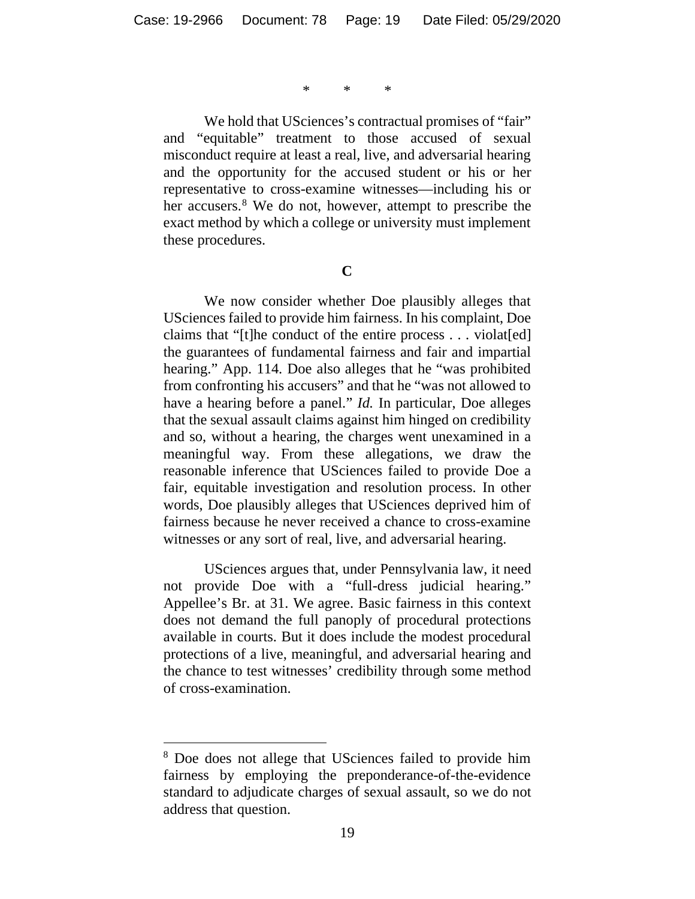\* \* \*

We hold that USciences's contractual promises of "fair" and "equitable" treatment to those accused of sexual misconduct require at least a real, live, and adversarial hearing and the opportunity for the accused student or his or her representative to cross-examine witnesses—including his or her accusers.[8] We do not, however, attempt to prescribe the exact method by which a college or university must implement these procedures.

### C

We now consider whether Doe plausibly alleges that USciences failed to provide him fairness. In his complaint, Doe claims that "[t]he conduct of the entire process . . . violat[ed] the guarantees of fundamental fairness and fair and impartial hearing." App. 114. Doe also alleges that he "was prohibited from confronting his accusers" and that he "was not allowed to have a hearing before a panel." *Id.* In particular, Doe alleges that the sexual assault claims against him hinged on credibility and so, without a hearing, the charges went unexamined in a meaningful way. From these allegations, we draw the reasonable inference that USciences failed to provide Doe a fair, equitable investigation and resolution process. In other words, Doe plausibly alleges that USciences deprived him of fairness because he never received a chance to cross-examine witnesses or any sort of real, live, and adversarial hearing.

USciences argues that, under Pennsylvania law, it need not provide Doe with a "full-dress judicial hearing." Appellee's Br. at 31. We agree. Basic fairness in this context does not demand the full panoply of procedural protections available in courts. But it does include the modest procedural protections of a live, meaningful, and adversarial hearing and the chance to test witnesses' credibility through some method of cross-examination.

---

[8] Doe does not allege that USciences failed to provide him fairness by employing the preponderance-of-the-evidence standard to adjudicate charges of sexual assault, so we do not address that question.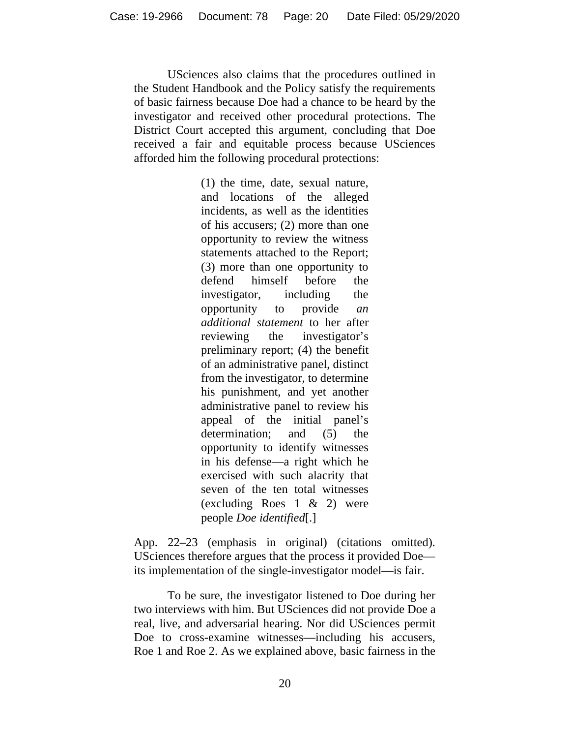USciences also claims that the procedures outlined in the Student Handbook and the Policy satisfy the requirements of basic fairness because Doe had a chance to be heard by the investigator and received other procedural protections. The District Court accepted this argument, concluding that Doe received a fair and equitable process because USciences afforded him the following procedural protections:

> (1) the time, date, sexual nature, and locations of the alleged incidents, as well as the identities of his accusers; (2) more than one opportunity to review the witness statements attached to the Report; (3) more than one opportunity to defend himself before the investigator, including the opportunity to provide *an additional statement* to her after reviewing the investigator's preliminary report; (4) the benefit of an administrative panel, distinct from the investigator, to determine his punishment, and yet another administrative panel to review his appeal of the initial panel's determination; and (5) the opportunity to identify witnesses in his defense—a right which he exercised with such alacrity that seven of the ten total witnesses (excluding Roes 1 & 2) were people *Doe identified*[.]

App. 22–23 (emphasis in original) (citations omitted). USciences therefore argues that the process it provided Doe—its implementation of the single-investigator model—is fair.

To be sure, the investigator listened to Doe during her two interviews with him. But USciences did not provide Doe a real, live, and adversarial hearing. Nor did USciences permit Doe to cross-examine witnesses—including his accusers, Roe 1 and Roe 2. As we explained above, basic fairness in the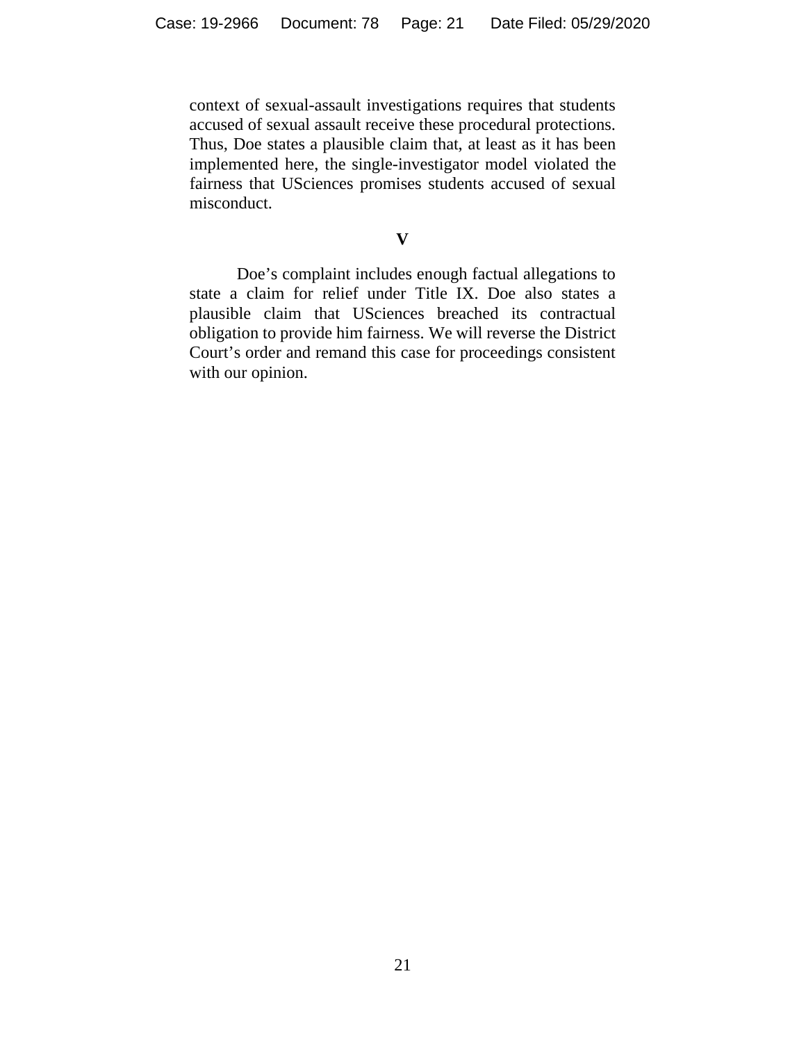context of sexual-assault investigations requires that students accused of sexual assault receive these procedural protections. Thus, Doe states a plausible claim that, at least as it has been implemented here, the single-investigator model violated the fairness that USciences promises students accused of sexual misconduct.

## V

Doe's complaint includes enough factual allegations to state a claim for relief under Title IX. Doe also states a plausible claim that USciences breached its contractual obligation to provide him fairness. We will reverse the District Court's order and remand this case for proceedings consistent with our opinion.